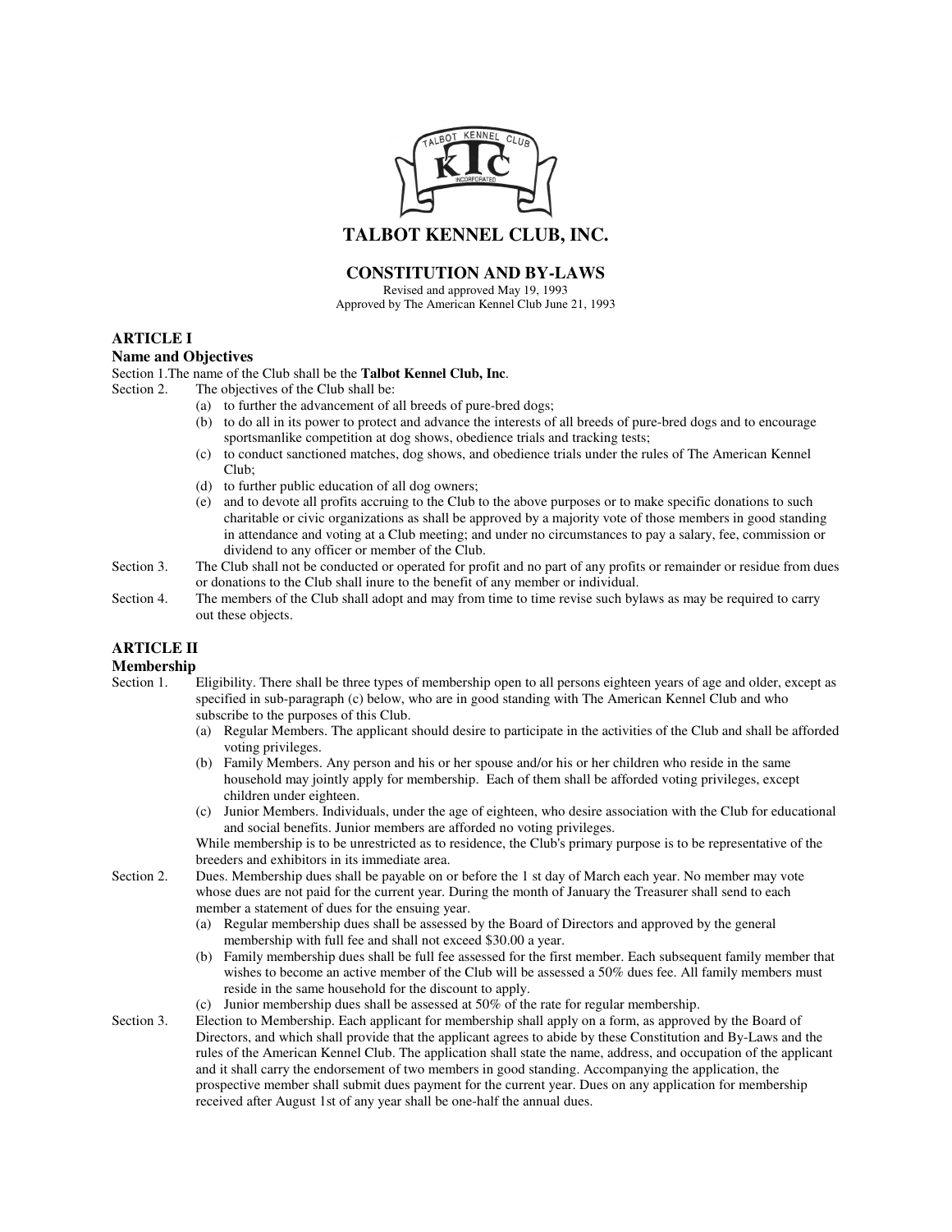# TALBOT KENNEL CLUB, INC.

## CONSTITUTION AND BY-LAWS

Revised and approved May 19, 1993
Approved by The American Kennel Club June 21, 1993

### ARTICLE I
### Name and Objectives

Section 1. The name of the Club shall be the **Talbot Kennel Club, Inc**.

Section 2. The objectives of the Club shall be:

- (a) to further the advancement of all breeds of pure-bred dogs;
- (b) to do all in its power to protect and advance the interests of all breeds of pure-bred dogs and to encourage sportsmanlike competition at dog shows, obedience trials and tracking tests;
- (c) to conduct sanctioned matches, dog shows, and obedience trials under the rules of The American Kennel Club;
- (d) to further public education of all dog owners;
- (e) and to devote all profits accruing to the Club to the above purposes or to make specific donations to such charitable or civic organizations as shall be approved by a majority vote of those members in good standing in attendance and voting at a Club meeting; and under no circumstances to pay a salary, fee, commission or dividend to any officer or member of the Club.

Section 3. The Club shall not be conducted or operated for profit and no part of any profits or remainder or residue from dues or donations to the Club shall inure to the benefit of any member or individual.

Section 4. The members of the Club shall adopt and may from time to time revise such bylaws as may be required to carry out these objects.

### ARTICLE II
### Membership

Section 1. Eligibility. There shall be three types of membership open to all persons eighteen years of age and older, except as specified in sub-paragraph (c) below, who are in good standing with The American Kennel Club and who subscribe to the purposes of this Club.

- (a) Regular Members. The applicant should desire to participate in the activities of the Club and shall be afforded voting privileges.
- (b) Family Members. Any person and his or her spouse and/or his or her children who reside in the same household may jointly apply for membership. Each of them shall be afforded voting privileges, except children under eighteen.
- (c) Junior Members. Individuals, under the age of eighteen, who desire association with the Club for educational and social benefits. Junior members are afforded no voting privileges.

While membership is to be unrestricted as to residence, the Club's primary purpose is to be representative of the breeders and exhibitors in its immediate area.

Section 2. Dues. Membership dues shall be payable on or before the 1 st day of March each year. No member may vote whose dues are not paid for the current year. During the month of January the Treasurer shall send to each member a statement of dues for the ensuing year.

- (a) Regular membership dues shall be assessed by the Board of Directors and approved by the general membership with full fee and shall not exceed $30.00 a year.
- (b) Family membership dues shall be full fee assessed for the first member. Each subsequent family member that wishes to become an active member of the Club will be assessed a 50% dues fee. All family members must reside in the same household for the discount to apply.
- (c) Junior membership dues shall be assessed at 50% of the rate for regular membership.

Section 3. Election to Membership. Each applicant for membership shall apply on a form, as approved by the Board of Directors, and which shall provide that the applicant agrees to abide by these Constitution and By-Laws and the rules of the American Kennel Club. The application shall state the name, address, and occupation of the applicant and it shall carry the endorsement of two members in good standing. Accompanying the application, the prospective member shall submit dues payment for the current year. Dues on any application for membership received after August 1st of any year shall be one-half the annual dues.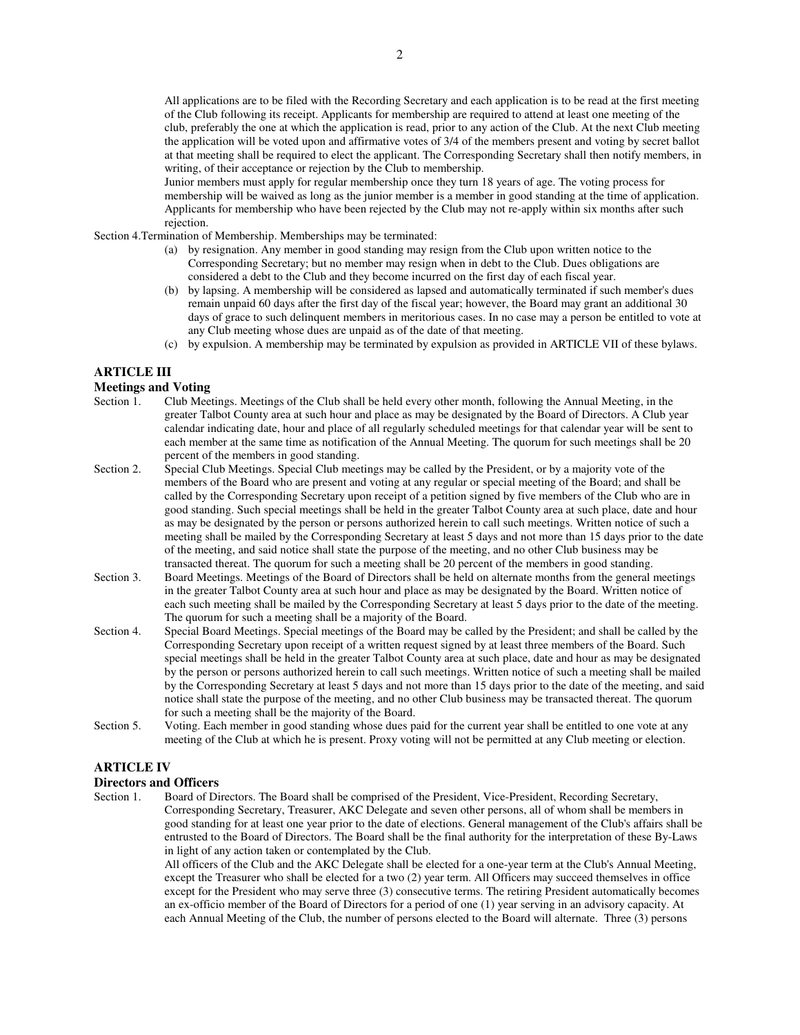All applications are to be filed with the Recording Secretary and each application is to be read at the first meeting of the Club following its receipt. Applicants for membership are required to attend at least one meeting of the club, preferably the one at which the application is read, prior to any action of the Club. At the next Club meeting the application will be voted upon and affirmative votes of 3/4 of the members present and voting by secret ballot at that meeting shall be required to elect the applicant. The Corresponding Secretary shall then notify members, in writing, of their acceptance or rejection by the Club to membership.

Junior members must apply for regular membership once they turn 18 years of age. The voting process for membership will be waived as long as the junior member is a member in good standing at the time of application. Applicants for membership who have been rejected by the Club may not re-apply within six months after such rejection.

Section 4.Termination of Membership. Memberships may be terminated:

(a) by resignation. Any member in good standing may resign from the Club upon written notice to the Corresponding Secretary; but no member may resign when in debt to the Club. Dues obligations are considered a debt to the Club and they become incurred on the first day of each fiscal year.

(b) by lapsing. A membership will be considered as lapsed and automatically terminated if such member's dues remain unpaid 60 days after the first day of the fiscal year; however, the Board may grant an additional 30 days of grace to such delinquent members in meritorious cases. In no case may a person be entitled to vote at any Club meeting whose dues are unpaid as of the date of that meeting.

(c) by expulsion. A membership may be terminated by expulsion as provided in ARTICLE VII of these bylaws.

## ARTICLE III

### Meetings and Voting

Section 1. Club Meetings. Meetings of the Club shall be held every other month, following the Annual Meeting, in the greater Talbot County area at such hour and place as may be designated by the Board of Directors. A Club year calendar indicating date, hour and place of all regularly scheduled meetings for that calendar year will be sent to each member at the same time as notification of the Annual Meeting. The quorum for such meetings shall be 20 percent of the members in good standing.

Section 2. Special Club Meetings. Special Club meetings may be called by the President, or by a majority vote of the members of the Board who are present and voting at any regular or special meeting of the Board; and shall be called by the Corresponding Secretary upon receipt of a petition signed by five members of the Club who are in good standing. Such special meetings shall be held in the greater Talbot County area at such place, date and hour as may be designated by the person or persons authorized herein to call such meetings. Written notice of such a meeting shall be mailed by the Corresponding Secretary at least 5 days and not more than 15 days prior to the date of the meeting, and said notice shall state the purpose of the meeting, and no other Club business may be transacted thereat. The quorum for such a meeting shall be 20 percent of the members in good standing.

Section 3. Board Meetings. Meetings of the Board of Directors shall be held on alternate months from the general meetings in the greater Talbot County area at such hour and place as may be designated by the Board. Written notice of each such meeting shall be mailed by the Corresponding Secretary at least 5 days prior to the date of the meeting. The quorum for such a meeting shall be a majority of the Board.

Section 4. Special Board Meetings. Special meetings of the Board may be called by the President; and shall be called by the Corresponding Secretary upon receipt of a written request signed by at least three members of the Board. Such special meetings shall be held in the greater Talbot County area at such place, date and hour as may be designated by the person or persons authorized herein to call such meetings. Written notice of such a meeting shall be mailed by the Corresponding Secretary at least 5 days and not more than 15 days prior to the date of the meeting, and said notice shall state the purpose of the meeting, and no other Club business may be transacted thereat. The quorum for such a meeting shall be the majority of the Board.

Section 5. Voting. Each member in good standing whose dues paid for the current year shall be entitled to one vote at any meeting of the Club at which he is present. Proxy voting will not be permitted at any Club meeting or election.

## ARTICLE IV

### Directors and Officers

Section 1. Board of Directors. The Board shall be comprised of the President, Vice-President, Recording Secretary, Corresponding Secretary, Treasurer, AKC Delegate and seven other persons, all of whom shall be members in good standing for at least one year prior to the date of elections. General management of the Club's affairs shall be entrusted to the Board of Directors. The Board shall be the final authority for the interpretation of these By-Laws in light of any action taken or contemplated by the Club.

All officers of the Club and the AKC Delegate shall be elected for a one-year term at the Club's Annual Meeting, except the Treasurer who shall be elected for a two (2) year term. All Officers may succeed themselves in office except for the President who may serve three (3) consecutive terms. The retiring President automatically becomes an ex-officio member of the Board of Directors for a period of one (1) year serving in an advisory capacity. At each Annual Meeting of the Club, the number of persons elected to the Board will alternate. Three (3) persons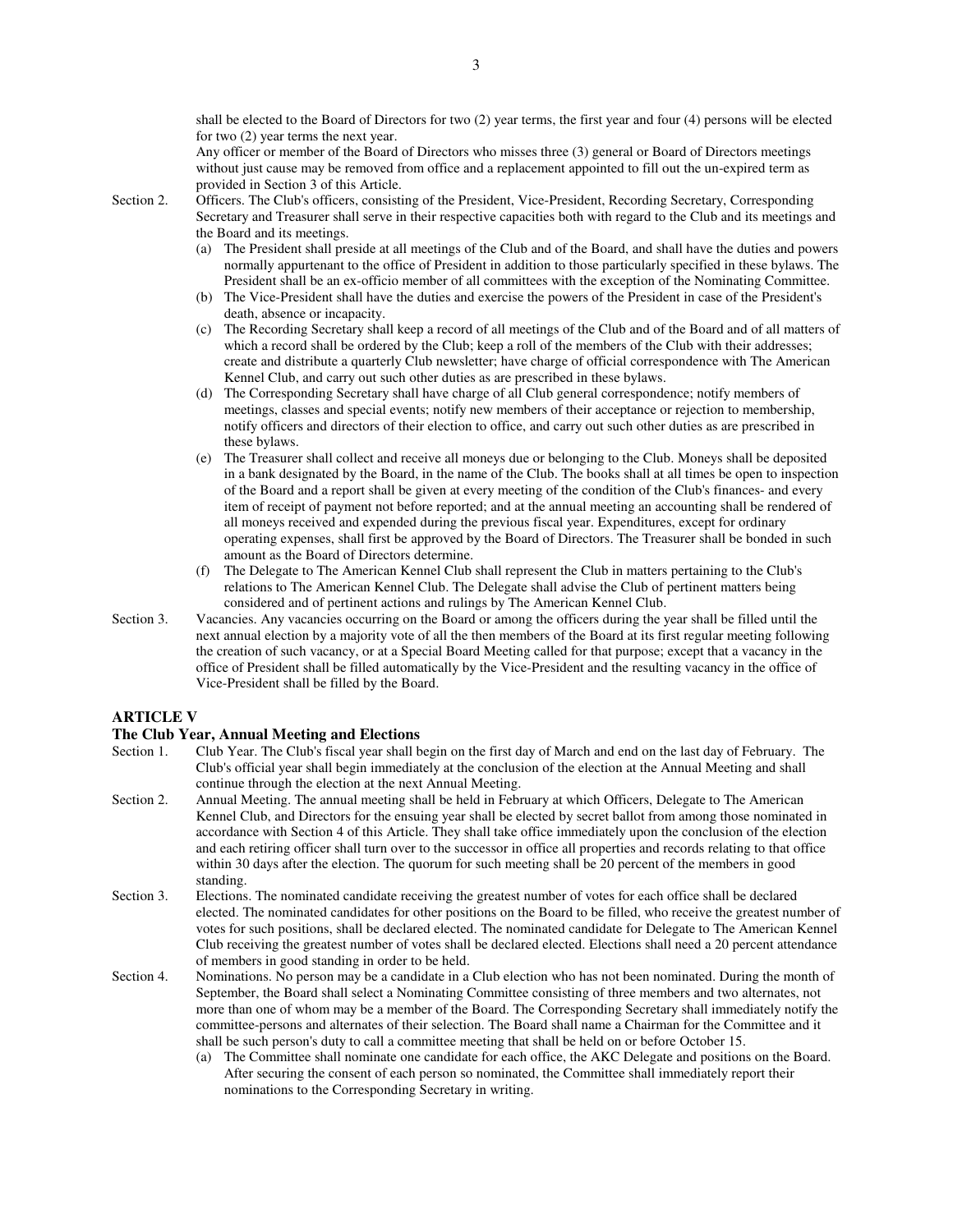shall be elected to the Board of Directors for two (2) year terms, the first year and four (4) persons will be elected for two (2) year terms the next year.

Any officer or member of the Board of Directors who misses three (3) general or Board of Directors meetings without just cause may be removed from office and a replacement appointed to fill out the un-expired term as provided in Section 3 of this Article.

Section 2. Officers. The Club's officers, consisting of the President, Vice-President, Recording Secretary, Corresponding Secretary and Treasurer shall serve in their respective capacities both with regard to the Club and its meetings and the Board and its meetings.

(a) The President shall preside at all meetings of the Club and of the Board, and shall have the duties and powers normally appurtenant to the office of President in addition to those particularly specified in these bylaws. The President shall be an ex-officio member of all committees with the exception of the Nominating Committee.

(b) The Vice-President shall have the duties and exercise the powers of the President in case of the President's death, absence or incapacity.

(c) The Recording Secretary shall keep a record of all meetings of the Club and of the Board and of all matters of which a record shall be ordered by the Club; keep a roll of the members of the Club with their addresses; create and distribute a quarterly Club newsletter; have charge of official correspondence with The American Kennel Club, and carry out such other duties as are prescribed in these bylaws.

(d) The Corresponding Secretary shall have charge of all Club general correspondence; notify members of meetings, classes and special events; notify new members of their acceptance or rejection to membership, notify officers and directors of their election to office, and carry out such other duties as are prescribed in these bylaws.

(e) The Treasurer shall collect and receive all moneys due or belonging to the Club. Moneys shall be deposited in a bank designated by the Board, in the name of the Club. The books shall at all times be open to inspection of the Board and a report shall be given at every meeting of the condition of the Club's finances- and every item of receipt of payment not before reported; and at the annual meeting an accounting shall be rendered of all moneys received and expended during the previous fiscal year. Expenditures, except for ordinary operating expenses, shall first be approved by the Board of Directors. The Treasurer shall be bonded in such amount as the Board of Directors determine.

(f) The Delegate to The American Kennel Club shall represent the Club in matters pertaining to the Club's relations to The American Kennel Club. The Delegate shall advise the Club of pertinent matters being considered and of pertinent actions and rulings by The American Kennel Club.

Section 3. Vacancies. Any vacancies occurring on the Board or among the officers during the year shall be filled until the next annual election by a majority vote of all the then members of the Board at its first regular meeting following the creation of such vacancy, or at a Special Board Meeting called for that purpose; except that a vacancy in the office of President shall be filled automatically by the Vice-President and the resulting vacancy in the office of Vice-President shall be filled by the Board.

## ARTICLE V

### The Club Year, Annual Meeting and Elections

Section 1. Club Year. The Club's fiscal year shall begin on the first day of March and end on the last day of February. The Club's official year shall begin immediately at the conclusion of the election at the Annual Meeting and shall continue through the election at the next Annual Meeting.

Section 2. Annual Meeting. The annual meeting shall be held in February at which Officers, Delegate to The American Kennel Club, and Directors for the ensuing year shall be elected by secret ballot from among those nominated in accordance with Section 4 of this Article. They shall take office immediately upon the conclusion of the election and each retiring officer shall turn over to the successor in office all properties and records relating to that office within 30 days after the election. The quorum for such meeting shall be 20 percent of the members in good standing.

Section 3. Elections. The nominated candidate receiving the greatest number of votes for each office shall be declared elected. The nominated candidates for other positions on the Board to be filled, who receive the greatest number of votes for such positions, shall be declared elected. The nominated candidate for Delegate to The American Kennel Club receiving the greatest number of votes shall be declared elected. Elections shall need a 20 percent attendance of members in good standing in order to be held.

Section 4. Nominations. No person may be a candidate in a Club election who has not been nominated. During the month of September, the Board shall select a Nominating Committee consisting of three members and two alternates, not more than one of whom may be a member of the Board. The Corresponding Secretary shall immediately notify the committee-persons and alternates of their selection. The Board shall name a Chairman for the Committee and it shall be such person's duty to call a committee meeting that shall be held on or before October 15.

(a) The Committee shall nominate one candidate for each office, the AKC Delegate and positions on the Board. After securing the consent of each person so nominated, the Committee shall immediately report their nominations to the Corresponding Secretary in writing.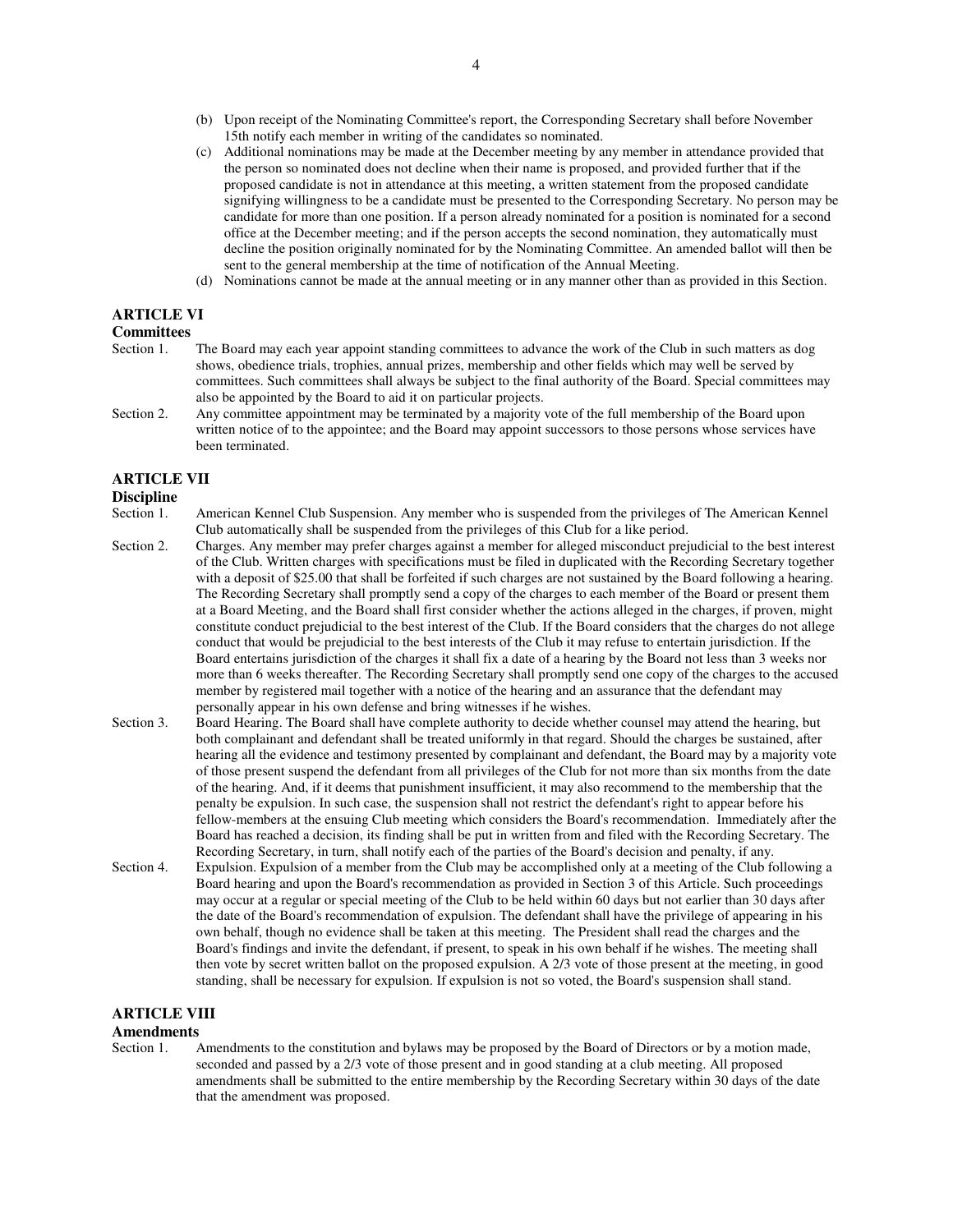(b) Upon receipt of the Nominating Committee's report, the Corresponding Secretary shall before November 15th notify each member in writing of the candidates so nominated.

(c) Additional nominations may be made at the December meeting by any member in attendance provided that the person so nominated does not decline when their name is proposed, and provided further that if the proposed candidate is not in attendance at this meeting, a written statement from the proposed candidate signifying willingness to be a candidate must be presented to the Corresponding Secretary. No person may be candidate for more than one position. If a person already nominated for a position is nominated for a second office at the December meeting; and if the person accepts the second nomination, they automatically must decline the position originally nominated for by the Nominating Committee. An amended ballot will then be sent to the general membership at the time of notification of the Annual Meeting.

(d) Nominations cannot be made at the annual meeting or in any manner other than as provided in this Section.

## ARTICLE VI

### Committees

Section 1. The Board may each year appoint standing committees to advance the work of the Club in such matters as dog shows, obedience trials, trophies, annual prizes, membership and other fields which may well be served by committees. Such committees shall always be subject to the final authority of the Board. Special committees may also be appointed by the Board to aid it on particular projects.

Section 2. Any committee appointment may be terminated by a majority vote of the full membership of the Board upon written notice of to the appointee; and the Board may appoint successors to those persons whose services have been terminated.

## ARTICLE VII

### Discipline

Section 1. American Kennel Club Suspension. Any member who is suspended from the privileges of The American Kennel Club automatically shall be suspended from the privileges of this Club for a like period.

Section 2. Charges. Any member may prefer charges against a member for alleged misconduct prejudicial to the best interest of the Club. Written charges with specifications must be filed in duplicated with the Recording Secretary together with a deposit of $25.00 that shall be forfeited if such charges are not sustained by the Board following a hearing. The Recording Secretary shall promptly send a copy of the charges to each member of the Board or present them at a Board Meeting, and the Board shall first consider whether the actions alleged in the charges, if proven, might constitute conduct prejudicial to the best interest of the Club. If the Board considers that the charges do not allege conduct that would be prejudicial to the best interests of the Club it may refuse to entertain jurisdiction. If the Board entertains jurisdiction of the charges it shall fix a date of a hearing by the Board not less than 3 weeks nor more than 6 weeks thereafter. The Recording Secretary shall promptly send one copy of the charges to the accused member by registered mail together with a notice of the hearing and an assurance that the defendant may personally appear in his own defense and bring witnesses if he wishes.

Section 3. Board Hearing. The Board shall have complete authority to decide whether counsel may attend the hearing, but both complainant and defendant shall be treated uniformly in that regard. Should the charges be sustained, after hearing all the evidence and testimony presented by complainant and defendant, the Board may by a majority vote of those present suspend the defendant from all privileges of the Club for not more than six months from the date of the hearing. And, if it deems that punishment insufficient, it may also recommend to the membership that the penalty be expulsion. In such case, the suspension shall not restrict the defendant's right to appear before his fellow-members at the ensuing Club meeting which considers the Board's recommendation. Immediately after the Board has reached a decision, its finding shall be put in written from and filed with the Recording Secretary. The Recording Secretary, in turn, shall notify each of the parties of the Board's decision and penalty, if any.

Section 4. Expulsion. Expulsion of a member from the Club may be accomplished only at a meeting of the Club following a Board hearing and upon the Board's recommendation as provided in Section 3 of this Article. Such proceedings may occur at a regular or special meeting of the Club to be held within 60 days but not earlier than 30 days after the date of the Board's recommendation of expulsion. The defendant shall have the privilege of appearing in his own behalf, though no evidence shall be taken at this meeting. The President shall read the charges and the Board's findings and invite the defendant, if present, to speak in his own behalf if he wishes. The meeting shall then vote by secret written ballot on the proposed expulsion. A 2/3 vote of those present at the meeting, in good standing, shall be necessary for expulsion. If expulsion is not so voted, the Board's suspension shall stand.

## ARTICLE VIII

### Amendments

Section 1. Amendments to the constitution and bylaws may be proposed by the Board of Directors or by a motion made, seconded and passed by a 2/3 vote of those present and in good standing at a club meeting. All proposed amendments shall be submitted to the entire membership by the Recording Secretary within 30 days of the date that the amendment was proposed.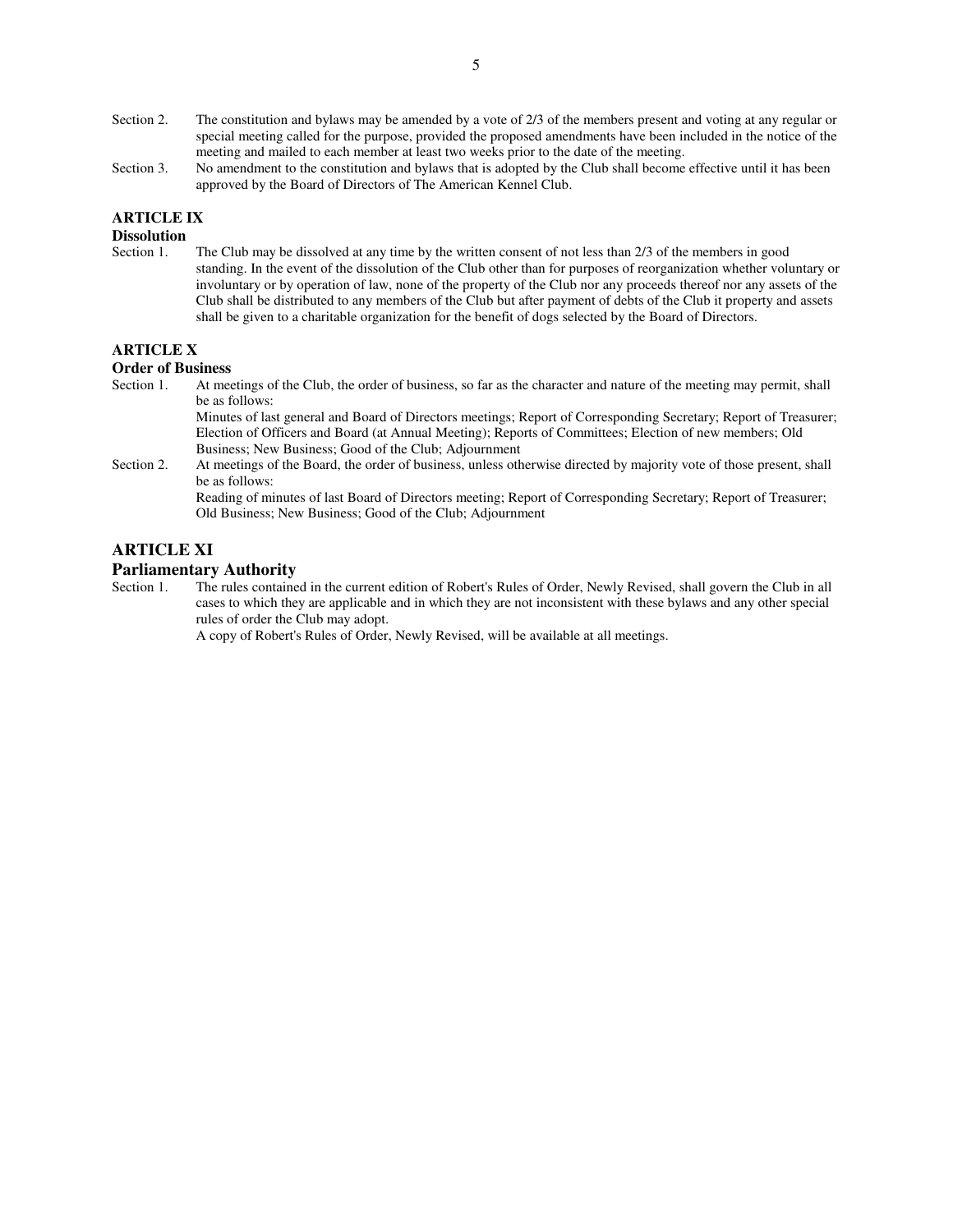Section 2. The constitution and bylaws may be amended by a vote of 2/3 of the members present and voting at any regular or special meeting called for the purpose, provided the proposed amendments have been included in the notice of the meeting and mailed to each member at least two weeks prior to the date of the meeting.

Section 3. No amendment to the constitution and bylaws that is adopted by the Club shall become effective until it has been approved by the Board of Directors of The American Kennel Club.

## ARTICLE IX

### Dissolution

Section 1. The Club may be dissolved at any time by the written consent of not less than 2/3 of the members in good standing. In the event of the dissolution of the Club other than for purposes of reorganization whether voluntary or involuntary or by operation of law, none of the property of the Club nor any proceeds thereof nor any assets of the Club shall be distributed to any members of the Club but after payment of debts of the Club it property and assets shall be given to a charitable organization for the benefit of dogs selected by the Board of Directors.

## ARTICLE X

### Order of Business

Section 1. At meetings of the Club, the order of business, so far as the character and nature of the meeting may permit, shall be as follows:

Minutes of last general and Board of Directors meetings; Report of Corresponding Secretary; Report of Treasurer; Election of Officers and Board (at Annual Meeting); Reports of Committees; Election of new members; Old Business; New Business; Good of the Club; Adjournment

Section 2. At meetings of the Board, the order of business, unless otherwise directed by majority vote of those present, shall be as follows:

Reading of minutes of last Board of Directors meeting; Report of Corresponding Secretary; Report of Treasurer; Old Business; New Business; Good of the Club; Adjournment

## ARTICLE XI

### Parliamentary Authority

Section 1. The rules contained in the current edition of Robert's Rules of Order, Newly Revised, shall govern the Club in all cases to which they are applicable and in which they are not inconsistent with these bylaws and any other special rules of order the Club may adopt.

A copy of Robert's Rules of Order, Newly Revised, will be available at all meetings.